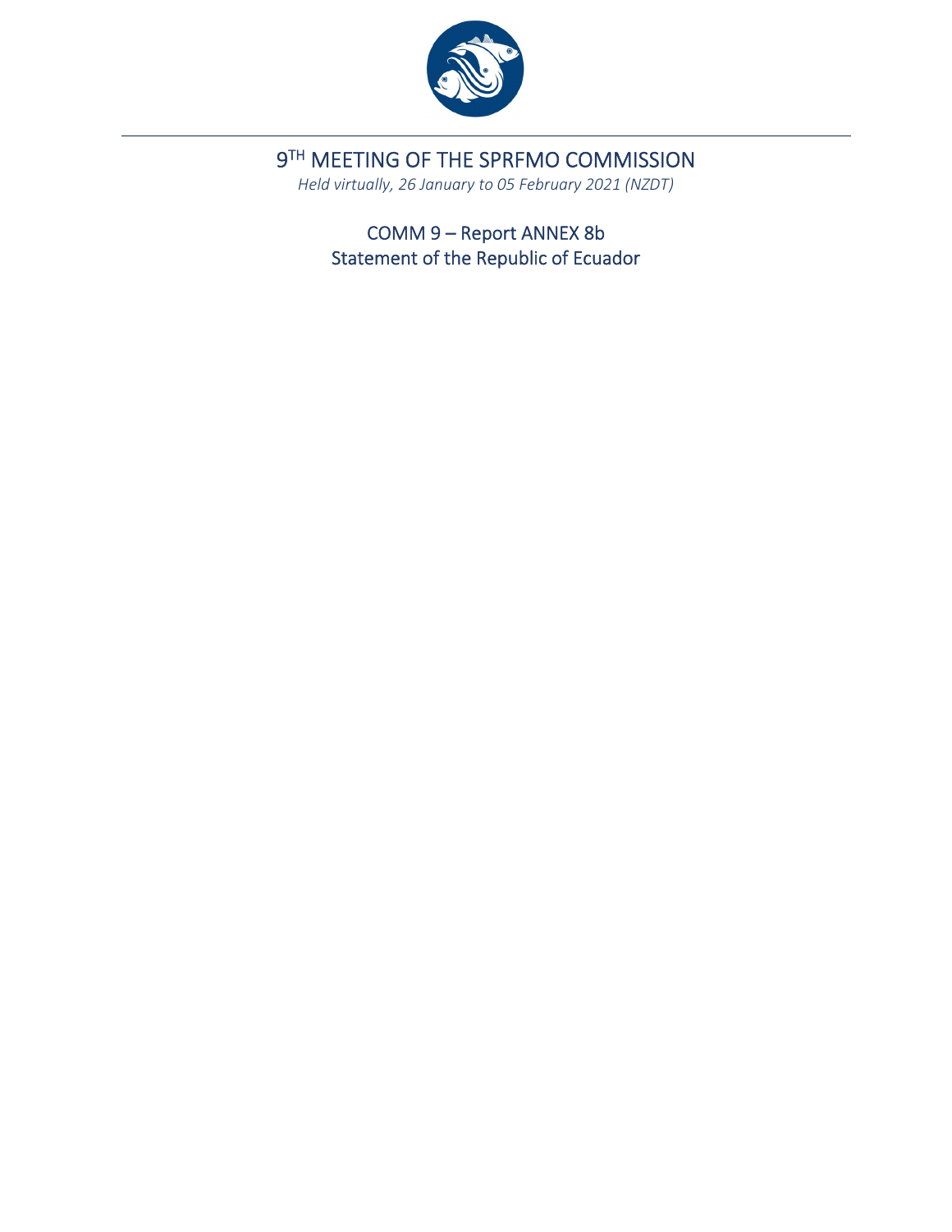# 9TH MEETING OF THE SPRFMO COMMISSION

*Held virtually, 26 January to 05 February 2021 (NZDT)*

## COMM 9 – Report ANNEX 8b
## Statement of the Republic of Ecuador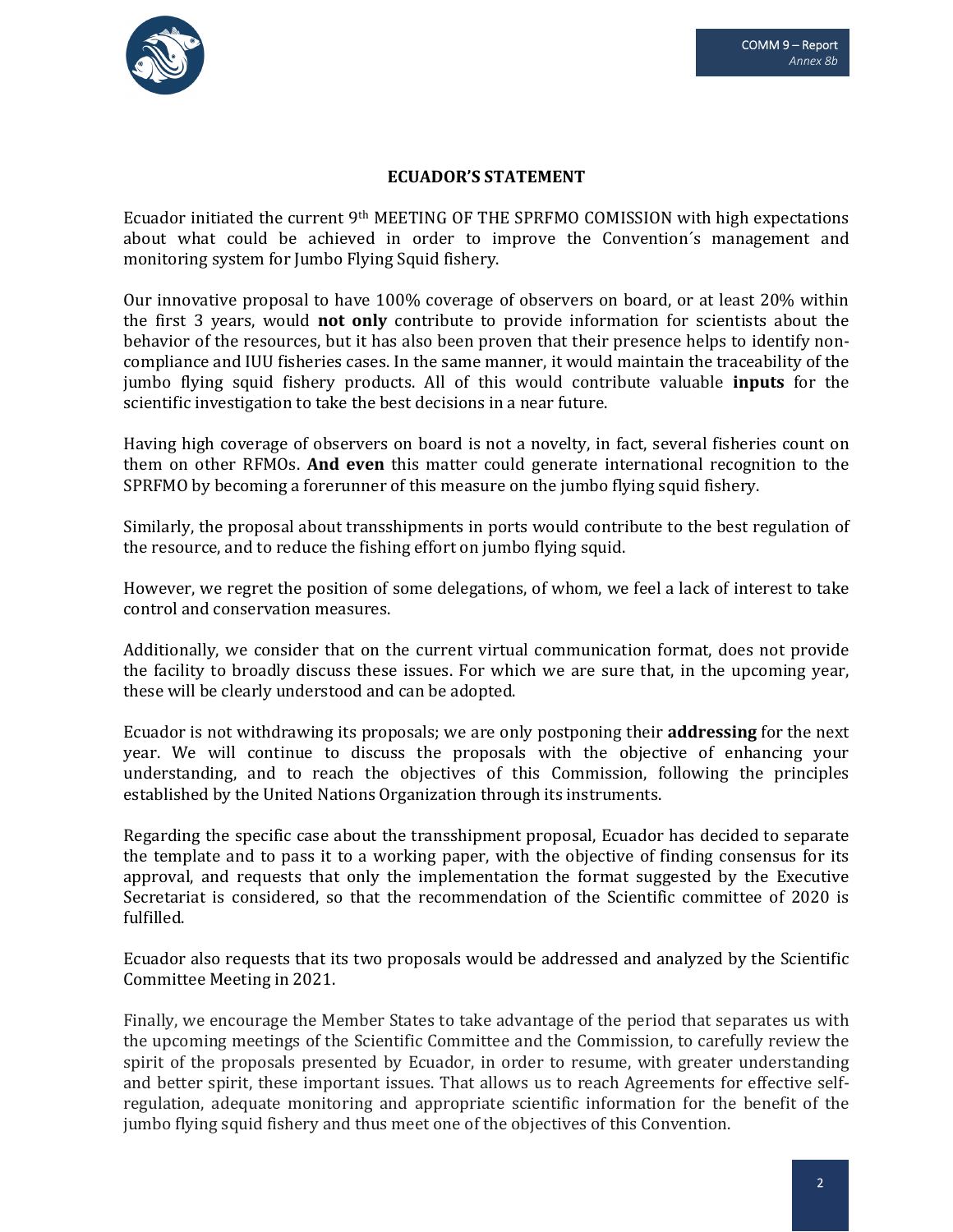## ECUADOR'S STATEMENT

Ecuador initiated the current 9th MEETING OF THE SPRFMO COMISSION with high expectations about what could be achieved in order to improve the Convention´s management and monitoring system for Jumbo Flying Squid fishery.

Our innovative proposal to have 100% coverage of observers on board, or at least 20% within the first 3 years, would **not only** contribute to provide information for scientists about the behavior of the resources, but it has also been proven that their presence helps to identify non-compliance and IUU fisheries cases. In the same manner, it would maintain the traceability of the jumbo flying squid fishery products. All of this would contribute valuable **inputs** for the scientific investigation to take the best decisions in a near future.

Having high coverage of observers on board is not a novelty, in fact, several fisheries count on them on other RFMOs. **And even** this matter could generate international recognition to the SPRFMO by becoming a forerunner of this measure on the jumbo flying squid fishery.

Similarly, the proposal about transshipments in ports would contribute to the best regulation of the resource, and to reduce the fishing effort on jumbo flying squid.

However, we regret the position of some delegations, of whom, we feel a lack of interest to take control and conservation measures.

Additionally, we consider that on the current virtual communication format, does not provide the facility to broadly discuss these issues. For which we are sure that, in the upcoming year, these will be clearly understood and can be adopted.

Ecuador is not withdrawing its proposals; we are only postponing their **addressing** for the next year. We will continue to discuss the proposals with the objective of enhancing your understanding, and to reach the objectives of this Commission, following the principles established by the United Nations Organization through its instruments.

Regarding the specific case about the transshipment proposal, Ecuador has decided to separate the template and to pass it to a working paper, with the objective of finding consensus for its approval, and requests that only the implementation the format suggested by the Executive Secretariat is considered, so that the recommendation of the Scientific committee of 2020 is fulfilled.

Ecuador also requests that its two proposals would be addressed and analyzed by the Scientific Committee Meeting in 2021.

Finally, we encourage the Member States to take advantage of the period that separates us with the upcoming meetings of the Scientific Committee and the Commission, to carefully review the spirit of the proposals presented by Ecuador, in order to resume, with greater understanding and better spirit, these important issues. That allows us to reach Agreements for effective self-regulation, adequate monitoring and appropriate scientific information for the benefit of the jumbo flying squid fishery and thus meet one of the objectives of this Convention.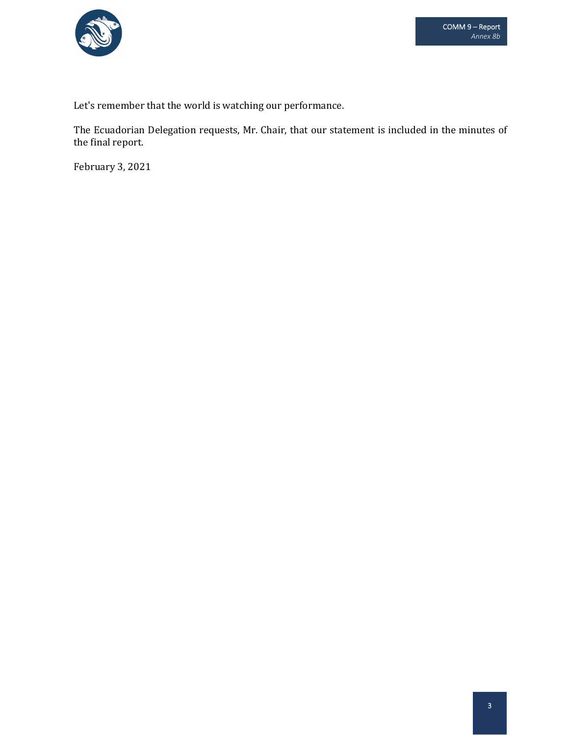Let's remember that the world is watching our performance.

The Ecuadorian Delegation requests, Mr. Chair, that our statement is included in the minutes of the final report.

February 3, 2021